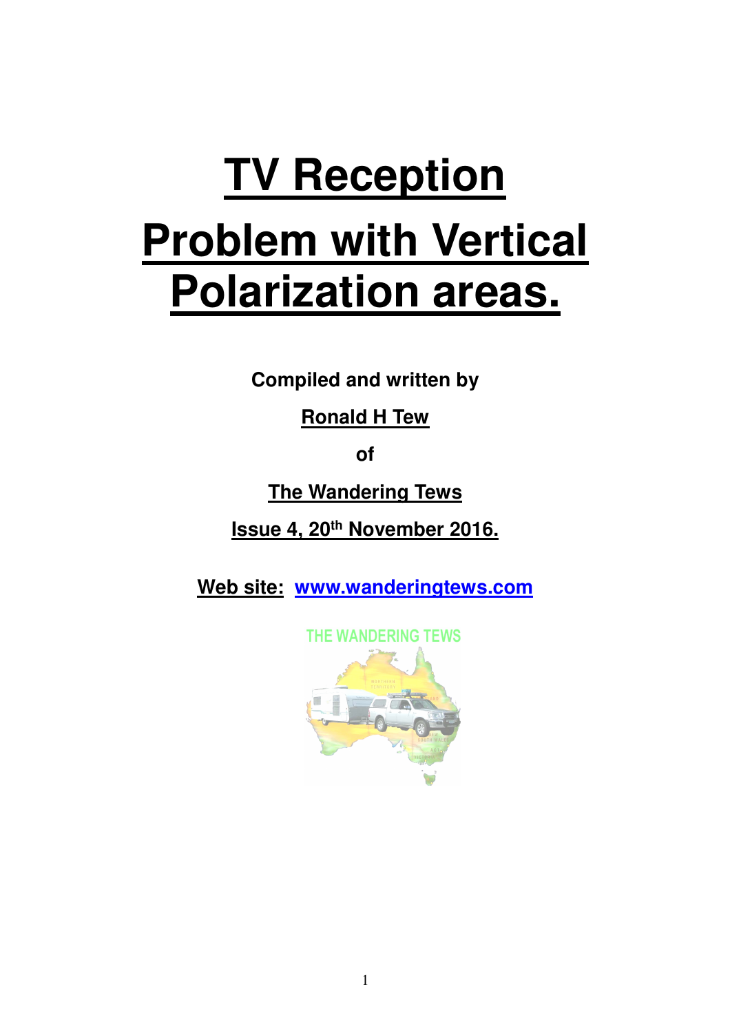# TV Reception Problem with Vertical Polarization areas.

**Compiled and written by**

**Ronald H Tew**

**of**

**The Wandering Tews**

**Issue 4, 20th November 2016.**

**Web site: www.wanderingtews.com**

THE WANDERING TEWS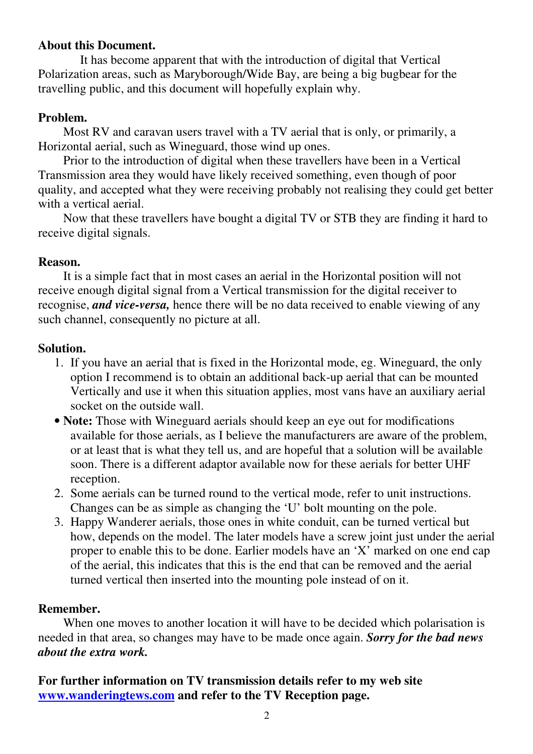**About this Document.**

It has become apparent that with the introduction of digital that Vertical Polarization areas, such as Maryborough/Wide Bay, are being a big bugbear for the travelling public, and this document will hopefully explain why.

**Problem.**

Most RV and caravan users travel with a TV aerial that is only, or primarily, a Horizontal aerial, such as Wineguard, those wind up ones.

Prior to the introduction of digital when these travellers have been in a Vertical Transmission area they would have likely received something, even though of poor quality, and accepted what they were receiving probably not realising they could get better with a vertical aerial.

Now that these travellers have bought a digital TV or STB they are finding it hard to receive digital signals.

**Reason.**

It is a simple fact that in most cases an aerial in the Horizontal position will not receive enough digital signal from a Vertical transmission for the digital receiver to recognise, ***and vice-versa,*** hence there will be no data received to enable viewing of any such channel, consequently no picture at all.

**Solution.**

1. If you have an aerial that is fixed in the Horizontal mode, eg. Wineguard, the only option I recommend is to obtain an additional back-up aerial that can be mounted Vertically and use it when this situation applies, most vans have an auxiliary aerial socket on the outside wall.

- **Note:** Those with Wineguard aerials should keep an eye out for modifications available for those aerials, as I believe the manufacturers are aware of the problem, or at least that is what they tell us, and are hopeful that a solution will be available soon. There is a different adaptor available now for these aerials for better UHF reception.

2. Some aerials can be turned round to the vertical mode, refer to unit instructions. Changes can be as simple as changing the 'U' bolt mounting on the pole.
3. Happy Wanderer aerials, those ones in white conduit, can be turned vertical but how, depends on the model. The later models have a screw joint just under the aerial proper to enable this to be done. Earlier models have an 'X' marked on one end cap of the aerial, this indicates that this is the end that can be removed and the aerial turned vertical then inserted into the mounting pole instead of on it.

**Remember.**

When one moves to another location it will have to be decided which polarisation is needed in that area, so changes may have to be made once again. ***Sorry for the bad news about the extra work.***

**For further information on TV transmission details refer to my web site [www.wanderingtews.com](http://www.wanderingtews.com) and refer to the TV Reception page.**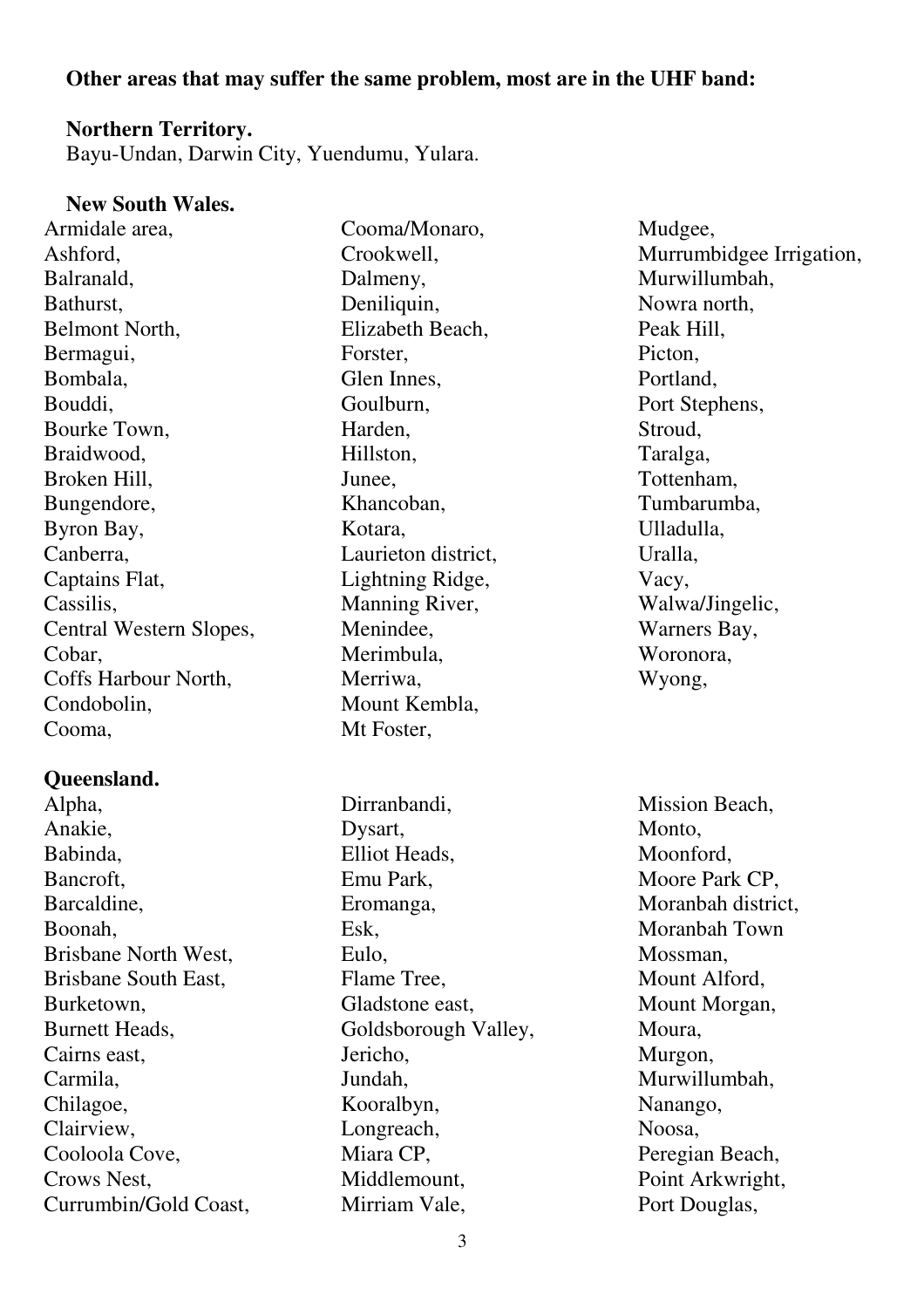**Other areas that may suffer the same problem, most are in the UHF band:**

**Northern Territory.**

Bayu-Undan, Darwin City, Yuendumu, Yulara.

**New South Wales.**

Armidale area,
Ashford,
Balranald,
Bathurst,
Belmont North,
Bermagui,
Bombala,
Bouddi,
Bourke Town,
Braidwood,
Broken Hill,
Bungendore,
Byron Bay,
Canberra,
Captains Flat,
Cassilis,
Central Western Slopes,
Cobar,
Coffs Harbour North,
Condobolin,
Cooma,
Cooma/Monaro,
Crookwell,
Dalmeny,
Deniliquin,
Elizabeth Beach,
Forster,
Glen Innes,
Goulburn,
Harden,
Hillston,
Junee,
Khancoban,
Kotara,
Laurieton district,
Lightning Ridge,
Manning River,
Menindee,
Merimbula,
Merriwa,
Mount Kembla,
Mt Foster,
Mudgee,
Murrumbidgee Irrigation,
Murwillumbah,
Nowra north,
Peak Hill,
Picton,
Portland,
Port Stephens,
Stroud,
Taralga,
Tottenham,
Tumbarumba,
Ulladulla,
Uralla,
Vacy,
Walwa/Jingelic,
Warners Bay,
Woronora,
Wyong,

**Queensland.**

Alpha,
Anakie,
Babinda,
Bancroft,
Barcaldine,
Boonah,
Brisbane North West,
Brisbane South East,
Burketown,
Burnett Heads,
Cairns east,
Carmila,
Chilagoe,
Clairview,
Cooloola Cove,
Crows Nest,
Currumbin/Gold Coast,
Dirranbandi,
Dysart,
Elliot Heads,
Emu Park,
Eromanga,
Esk,
Eulo,
Flame Tree,
Gladstone east,
Goldsborough Valley,
Jericho,
Jundah,
Kooralbyn,
Longreach,
Miara CP,
Middlemount,
Mirriam Vale,
Mission Beach,
Monto,
Moonford,
Moore Park CP,
Moranbah district,
Moranbah Town
Mossman,
Mount Alford,
Mount Morgan,
Moura,
Murgon,
Murwillumbah,
Nanango,
Noosa,
Peregian Beach,
Point Arkwright,
Port Douglas,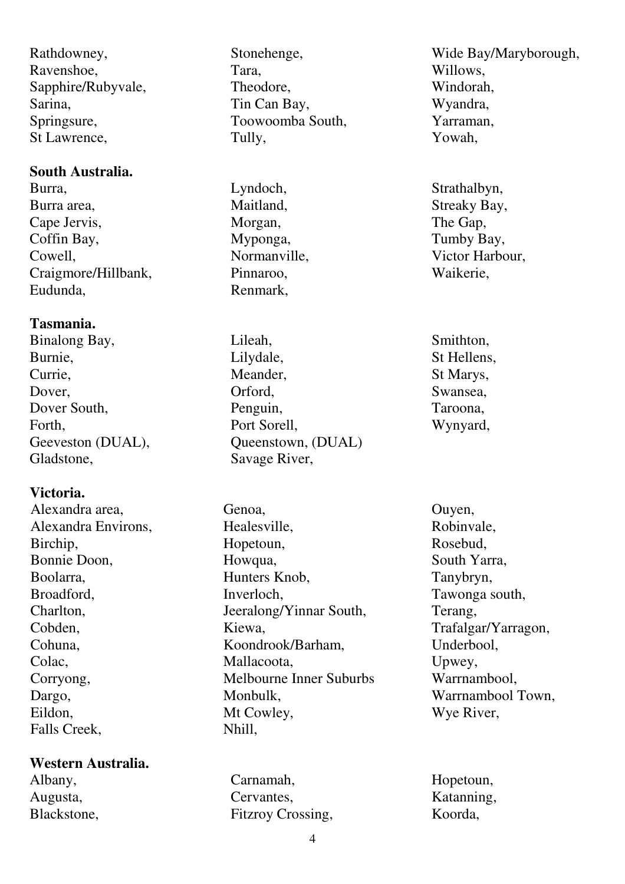Rathdowney,
Ravenshoe,
Sapphire/Rubyvale,
Sarina,
Springsure,
St Lawrence,
Stonehenge,
Tara,
Theodore,
Tin Can Bay,
Toowoomba South,
Tully,
Wide Bay/Maryborough,
Willows,
Windorah,
Wyandra,
Yarraman,
Yowah,

**South Australia.**

Burra,
Burra area,
Cape Jervis,
Coffin Bay,
Cowell,
Craigmore/Hillbank,
Eudunda,
Lyndoch,
Maitland,
Morgan,
Myponga,
Normanville,
Pinnaroo,
Renmark,
Strathalbyn,
Streaky Bay,
The Gap,
Tumby Bay,
Victor Harbour,
Waikerie,

**Tasmania.**

Binalong Bay,
Burnie,
Currie,
Dover,
Dover South,
Forth,
Geeveston (DUAL),
Gladstone,
Lileah,
Lilydale,
Meander,
Orford,
Penguin,
Port Sorell,
Queenstown, (DUAL)
Savage River,
Smithton,
St Hellens,
St Marys,
Swansea,
Taroona,
Wynyard,

**Victoria.**

Alexandra area,
Alexandra Environs,
Birchip,
Bonnie Doon,
Boolarra,
Broadford,
Charlton,
Cobden,
Cohuna,
Colac,
Corryong,
Dargo,
Eildon,
Falls Creek,
Genoa,
Healesville,
Hopetoun,
Howqua,
Hunters Knob,
Inverloch,
Jeeralong/Yinnar South,
Kiewa,
Koondrook/Barham,
Mallacoota,
Melbourne Inner Suburbs
Monbulk,
Mt Cowley,
Nhill,
Ouyen,
Robinvale,
Rosebud,
South Yarra,
Tanybryn,
Tawonga south,
Terang,
Trafalgar/Yarragon,
Underbool,
Upwey,
Warrnambool,
Warrnambool Town,
Wye River,

**Western Australia.**

Albany,
Augusta,
Blackstone,
Carnamah,
Cervantes,
Fitzroy Crossing,
Hopetoun,
Katanning,
Koorda,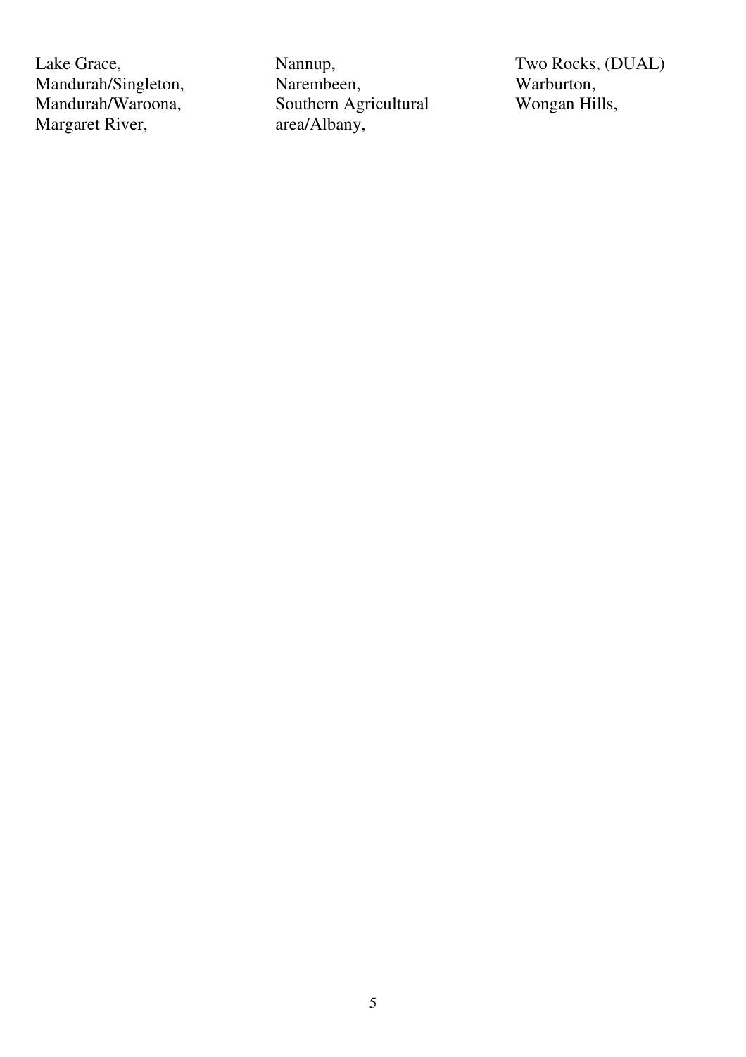Lake Grace,
Mandurah/Singleton,
Mandurah/Waroona,
Margaret River,
Nannup,
Narembeen,
Southern Agricultural area/Albany,
Two Rocks, (DUAL)
Warburton,
Wongan Hills,